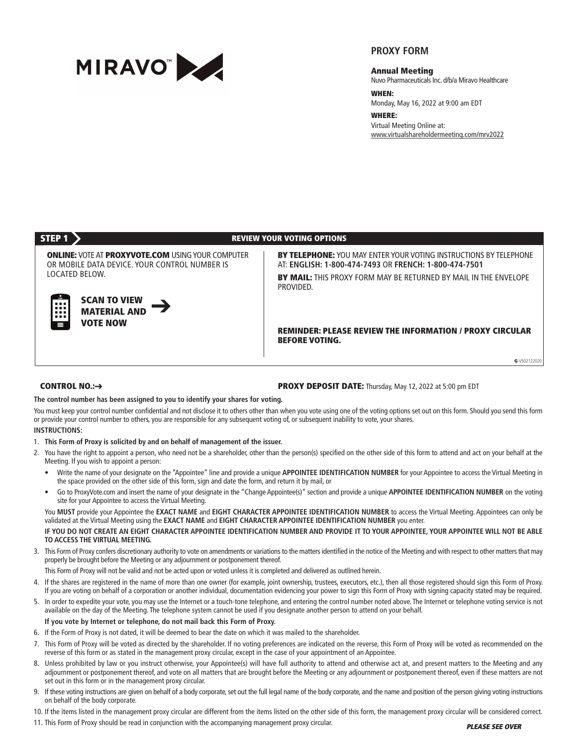MIRAVO™

## PROXY FORM

**Annual Meeting**
Nuvo Pharmaceuticals Inc. d/b/a Miravo Healthcare

**WHEN:**
Monday, May 16, 2022 at 9:00 am EDT

**WHERE:**
Virtual Meeting Online at:
www.virtualshareholdermeeting.com/mrv2022

## STEP 1 — REVIEW YOUR VOTING OPTIONS

**ONLINE:** VOTE AT **PROXYVOTE.COM** USING YOUR COMPUTER OR MOBILE DATA DEVICE. YOUR CONTROL NUMBER IS LOCATED BELOW.

**SCAN TO VIEW MATERIAL AND VOTE NOW** →

**BY TELEPHONE:** YOU MAY ENTER YOUR VOTING INSTRUCTIONS BY TELEPHONE AT: **ENGLISH: 1-800-474-7493** OR **FRENCH: 1-800-474-7501**

**BY MAIL:** THIS PROXY FORM MAY BE RETURNED BY MAIL IN THE ENVELOPE PROVIDED.

**REMINDER: PLEASE REVIEW THE INFORMATION / PROXY CIRCULAR BEFORE VOTING.**

G-V502122020

**CONTROL NO.:→**

**PROXY DEPOSIT DATE:** Thursday, May 12, 2022 at 5:00 pm EDT

**The control number has been assigned to you to identify your shares for voting.**

You must keep your control number confidential and not disclose it to others other than when you vote using one of the voting options set out on this form. Should you send this form or provide your control number to others, you are responsible for any subsequent voting of, or subsequent inability to vote, your shares.

**INSTRUCTIONS:**

1. **This Form of Proxy is solicited by and on behalf of management of the issuer.**
2. You have the right to appoint a person, who need not be a shareholder, other than the person(s) specified on the other side of this form to attend and act on your behalf at the Meeting. If you wish to appoint a person:
   - Write the name of your designate on the "Appointee" line and provide a unique **APPOINTEE IDENTIFICATION NUMBER** for your Appointee to access the Virtual Meeting in the space provided on the other side of this form, sign and date the form, and return it by mail, or
   - Go to ProxyVote.com and insert the name of your designate in the "Change Appointee(s)" section and provide a unique **APPOINTEE IDENTIFICATION NUMBER** on the voting site for your Appointee to access the Virtual Meeting.

   You **MUST** provide your Appointee the **EXACT NAME** and **EIGHT CHARACTER APPOINTEE IDENTIFICATION NUMBER** to access the Virtual Meeting. Appointees can only be validated at the Virtual Meeting using the **EXACT NAME** and **EIGHT CHARACTER APPOINTEE IDENTIFICATION NUMBER** you enter.

   **IF YOU DO NOT CREATE AN EIGHT CHARACTER APPOINTEE IDENTIFICATION NUMBER AND PROVIDE IT TO YOUR APPOINTEE, YOUR APPOINTEE WILL NOT BE ABLE TO ACCESS THE VIRTUAL MEETING.**
3. This Form of Proxy confers discretionary authority to vote on amendments or variations to the matters identified in the notice of the Meeting and with respect to other matters that may properly be brought before the Meeting or any adjournment or postponement thereof.

   This Form of Proxy will not be valid and not be acted upon or voted unless it is completed and delivered as outlined herein.
4. If the shares are registered in the name of more than one owner (for example, joint ownership, trustees, executors, etc.), then all those registered should sign this Form of Proxy. If you are voting on behalf of a corporation or another individual, documentation evidencing your power to sign this Form of Proxy with signing capacity stated may be required.
5. In order to expedite your vote, you may use the Internet or a touch-tone telephone, and entering the control number noted above. The Internet or telephone voting service is not available on the day of the Meeting. The telephone system cannot be used if you designate another person to attend on your behalf.

   **If you vote by Internet or telephone, do not mail back this Form of Proxy.**
6. If the Form of Proxy is not dated, it will be deemed to bear the date on which it was mailed to the shareholder.
7. This Form of Proxy will be voted as directed by the shareholder. If no voting preferences are indicated on the reverse, this Form of Proxy will be voted as recommended on the reverse of this form or as stated in the management proxy circular, except in the case of your appointment of an Appointee.
8. Unless prohibited by law or you instruct otherwise, your Appointee(s) will have full authority to attend and otherwise act at, and present matters to the Meeting and any adjournment or postponement thereof, and vote on all matters that are brought before the Meeting or any adjournment or postponement thereof, even if these matters are not set out in this form or in the management proxy circular.
9. If these voting instructions are given on behalf of a body corporate, set out the full legal name of the body corporate, and the name and position of the person giving voting instructions on behalf of the body corporate.
10. If the items listed in the management proxy circular are different from the items listed on the other side of this form, the management proxy circular will be considered correct.
11. This Form of Proxy should be read in conjunction with the accompanying management proxy circular.

***PLEASE SEE OVER***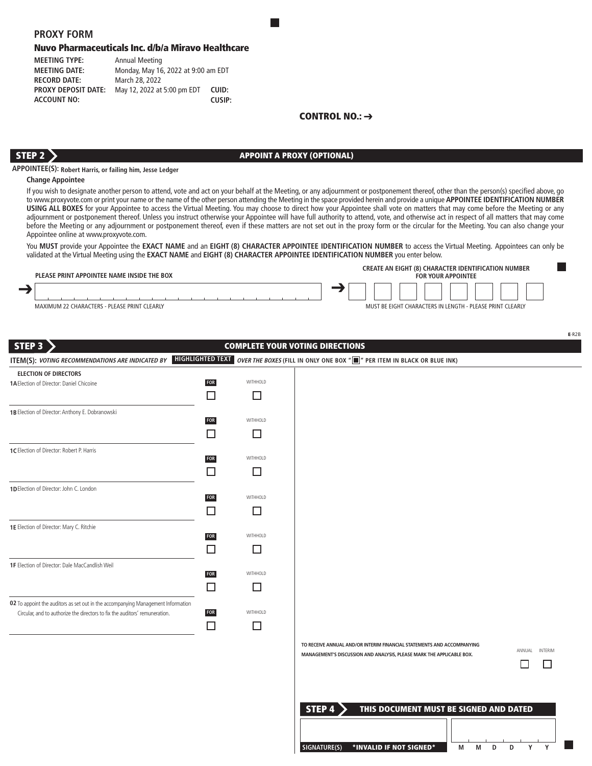## PROXY FORM

### Nuvo Pharmaceuticals Inc. d/b/a Miravo Healthcare

| | | | |
|---|---|---|---|
| **MEETING TYPE:** | Annual Meeting | | |
| **MEETING DATE:** | Monday, May 16, 2022 at 9:00 am EDT | | |
| **RECORD DATE:** | March 28, 2022 | | |
| **PROXY DEPOSIT DATE:** | May 12, 2022 at 5:00 pm EDT | **CUID:** | |
| **ACCOUNT NO:** | | **CUSIP:** | |

**CONTROL NO.:** ➔

## STEP 2 — APPOINT A PROXY (OPTIONAL)

**APPOINTEE(S): Robert Harris, or failing him, Jesse Ledger**

**Change Appointee**

If you wish to designate another person to attend, vote and act on your behalf at the Meeting, or any adjournment or postponement thereof, other than the person(s) specified above, go to www.proxyvote.com or print your name or the name of the other person attending the Meeting in the space provided herein and provide a unique **APPOINTEE IDENTIFICATION NUMBER USING ALL BOXES** for your Appointee to access the Virtual Meeting. You may choose to direct how your Appointee shall vote on matters that may come before the Meeting or any adjournment or postponement thereof. Unless you instruct otherwise your Appointee will have full authority to attend, vote, and otherwise act in respect of all matters that may come before the Meeting or any adjournment or postponement thereof, even if these matters are not set out in the proxy form or the circular for the Meeting. You can also change your Appointee online at www.proxyvote.com.

You **MUST** provide your Appointee the **EXACT NAME** and an **EIGHT (8) CHARACTER APPOINTEE IDENTIFICATION NUMBER** to access the Virtual Meeting. Appointees can only be validated at the Virtual Meeting using the **EXACT NAME** and **EIGHT (8) CHARACTER APPOINTEE IDENTIFICATION NUMBER** you enter below.

**PLEASE PRINT APPOINTEE NAME INSIDE THE BOX**

➔ ☐

MAXIMUM 22 CHARACTERS - PLEASE PRINT CLEARLY

**CREATE AN EIGHT (8) CHARACTER IDENTIFICATION NUMBER FOR YOUR APPOINTEE**

➔ ☐ ☐ ☐ ☐ ☐ ☐ ☐ ☐

MUST BE EIGHT CHARACTERS IN LENGTH - PLEASE PRINT CLEARLY

E-R2B

## STEP 3 — COMPLETE YOUR VOTING DIRECTIONS

**ITEM(S):** ***VOTING RECOMMENDATIONS ARE INDICATED BY*** **HIGHLIGHTED TEXT** ***OVER THE BOXES*** **(FILL IN ONLY ONE BOX "■" PER ITEM IN BLACK OR BLUE INK)**

**ELECTION OF DIRECTORS**

| Item | FOR | WITHHOLD |
|---|---|---|
| **1A** Election of Director: Daniel Chicoine | ☐ | ☐ |
| **1B** Election of Director: Anthony E. Dobranowski | ☐ | ☐ |
| **1C** Election of Director: Robert P. Harris | ☐ | ☐ |
| **1D** Election of Director: John C. London | ☐ | ☐ |
| **1E** Election of Director: Mary C. Ritchie | ☐ | ☐ |
| **1F** Election of Director: Dale MacCandlish Weil | ☐ | ☐ |
| **02** To appoint the auditors as set out in the accompanying Management Information Circular, and to authorize the directors to fix the auditors' remuneration. | ☐ | ☐ |

**TO RECEIVE ANNUAL AND/OR INTERIM FINANCIAL STATEMENTS AND ACCOMPANYING MANAGEMENT'S DISCUSSION AND ANALYSIS, PLEASE MARK THE APPLICABLE BOX.**

ANNUAL ☐ INTERIM ☐

## STEP 4 — THIS DOCUMENT MUST BE SIGNED AND DATED

**SIGNATURE(S)** ***INVALID IF NOT SIGNED***

M M D D Y Y